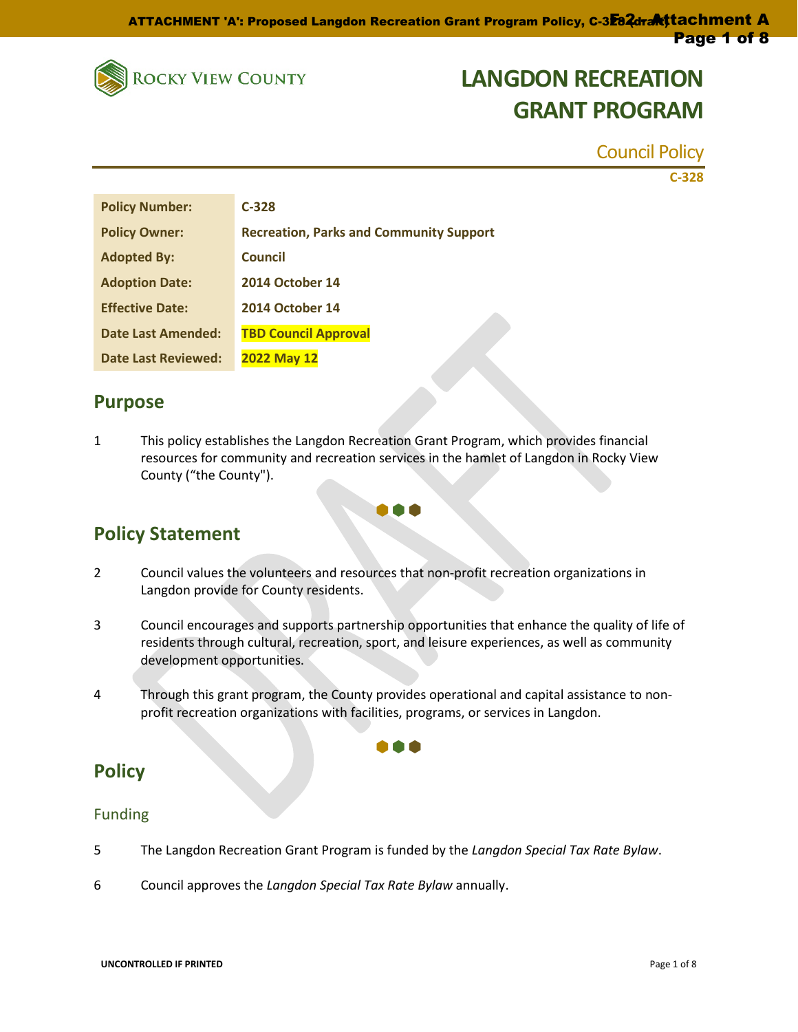# LANGDON RECREATION GRANT PROGRAM

Council Policy

C-328

| Policy Number: | C-328 |
|---|---|
| Policy Owner: | Recreation, Parks and Community Support |
| Adopted By: | Council |
| Adoption Date: | 2014 October 14 |
| Effective Date: | 2014 October 14 |
| Date Last Amended: | TBD Council Approval |
| Date Last Reviewed: | 2022 May 12 |

## Purpose

1 This policy establishes the Langdon Recreation Grant Program, which provides financial resources for community and recreation services in the hamlet of Langdon in Rocky View County ("the County").

## Policy Statement

2 Council values the volunteers and resources that non-profit recreation organizations in Langdon provide for County residents.

3 Council encourages and supports partnership opportunities that enhance the quality of life of residents through cultural, recreation, sport, and leisure experiences, as well as community development opportunities.

4 Through this grant program, the County provides operational and capital assistance to non-profit recreation organizations with facilities, programs, or services in Langdon.

## Policy

### Funding

5 The Langdon Recreation Grant Program is funded by the *Langdon Special Tax Rate Bylaw*.

6 Council approves the *Langdon Special Tax Rate Bylaw* annually.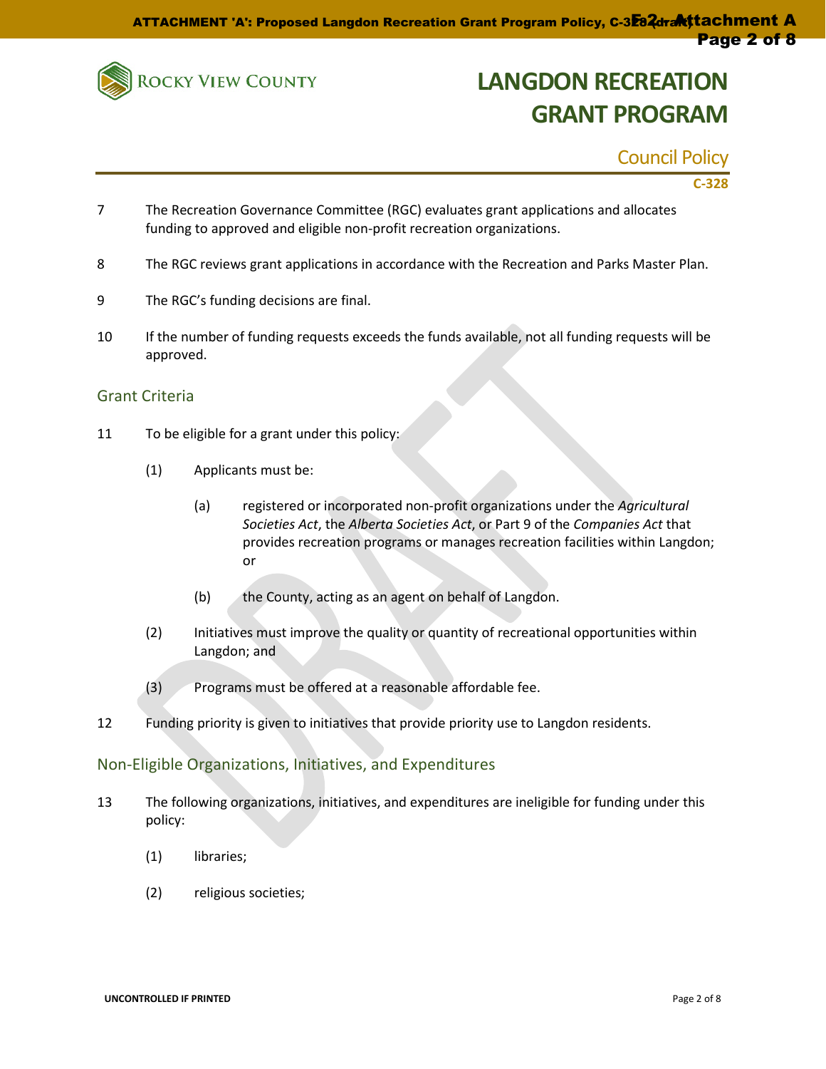7 The Recreation Governance Committee (RGC) evaluates grant applications and allocates funding to approved and eligible non-profit recreation organizations.

8 The RGC reviews grant applications in accordance with the Recreation and Parks Master Plan.

9 The RGC's funding decisions are final.

10 If the number of funding requests exceeds the funds available, not all funding requests will be approved.

## Grant Criteria

11 To be eligible for a grant under this policy:

(1) Applicants must be:

(a) registered or incorporated non-profit organizations under the *Agricultural Societies Act*, the *Alberta Societies Act*, or Part 9 of the *Companies Act* that provides recreation programs or manages recreation facilities within Langdon; or

(b) the County, acting as an agent on behalf of Langdon.

(2) Initiatives must improve the quality or quantity of recreational opportunities within Langdon; and

(3) Programs must be offered at a reasonable affordable fee.

12 Funding priority is given to initiatives that provide priority use to Langdon residents.

## Non-Eligible Organizations, Initiatives, and Expenditures

13 The following organizations, initiatives, and expenditures are ineligible for funding under this policy:

(1) libraries;

(2) religious societies;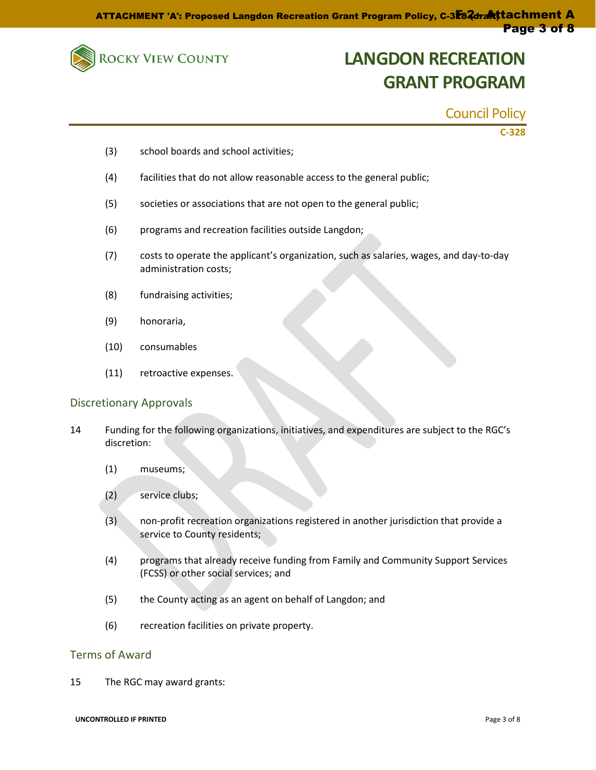(3) school boards and school activities;

(4) facilities that do not allow reasonable access to the general public;

(5) societies or associations that are not open to the general public;

(6) programs and recreation facilities outside Langdon;

(7) costs to operate the applicant's organization, such as salaries, wages, and day-to-day administration costs;

(8) fundraising activities;

(9) honoraria,

(10) consumables

(11) retroactive expenses.

## Discretionary Approvals

14 Funding for the following organizations, initiatives, and expenditures are subject to the RGC's discretion:

(1) museums;

(2) service clubs;

(3) non-profit recreation organizations registered in another jurisdiction that provide a service to County residents;

(4) programs that already receive funding from Family and Community Support Services (FCSS) or other social services; and

(5) the County acting as an agent on behalf of Langdon; and

(6) recreation facilities on private property.

## Terms of Award

15 The RGC may award grants: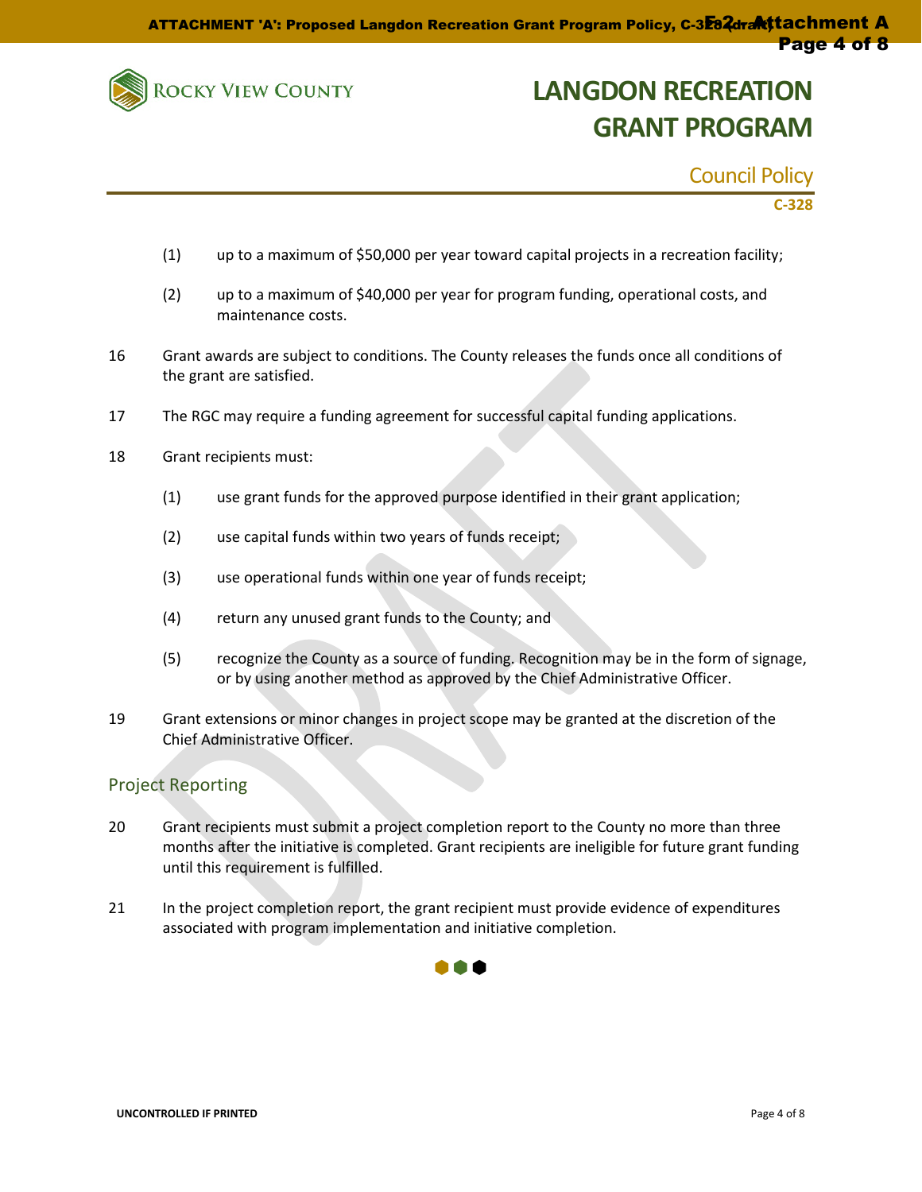(1) up to a maximum of $50,000 per year toward capital projects in a recreation facility;

(2) up to a maximum of $40,000 per year for program funding, operational costs, and maintenance costs.

16 Grant awards are subject to conditions. The County releases the funds once all conditions of the grant are satisfied.

17 The RGC may require a funding agreement for successful capital funding applications.

18 Grant recipients must:

(1) use grant funds for the approved purpose identified in their grant application;

(2) use capital funds within two years of funds receipt;

(3) use operational funds within one year of funds receipt;

(4) return any unused grant funds to the County; and

(5) recognize the County as a source of funding. Recognition may be in the form of signage, or by using another method as approved by the Chief Administrative Officer.

19 Grant extensions or minor changes in project scope may be granted at the discretion of the Chief Administrative Officer.

## Project Reporting

20 Grant recipients must submit a project completion report to the County no more than three months after the initiative is completed. Grant recipients are ineligible for future grant funding until this requirement is fulfilled.

21 In the project completion report, the grant recipient must provide evidence of expenditures associated with program implementation and initiative completion.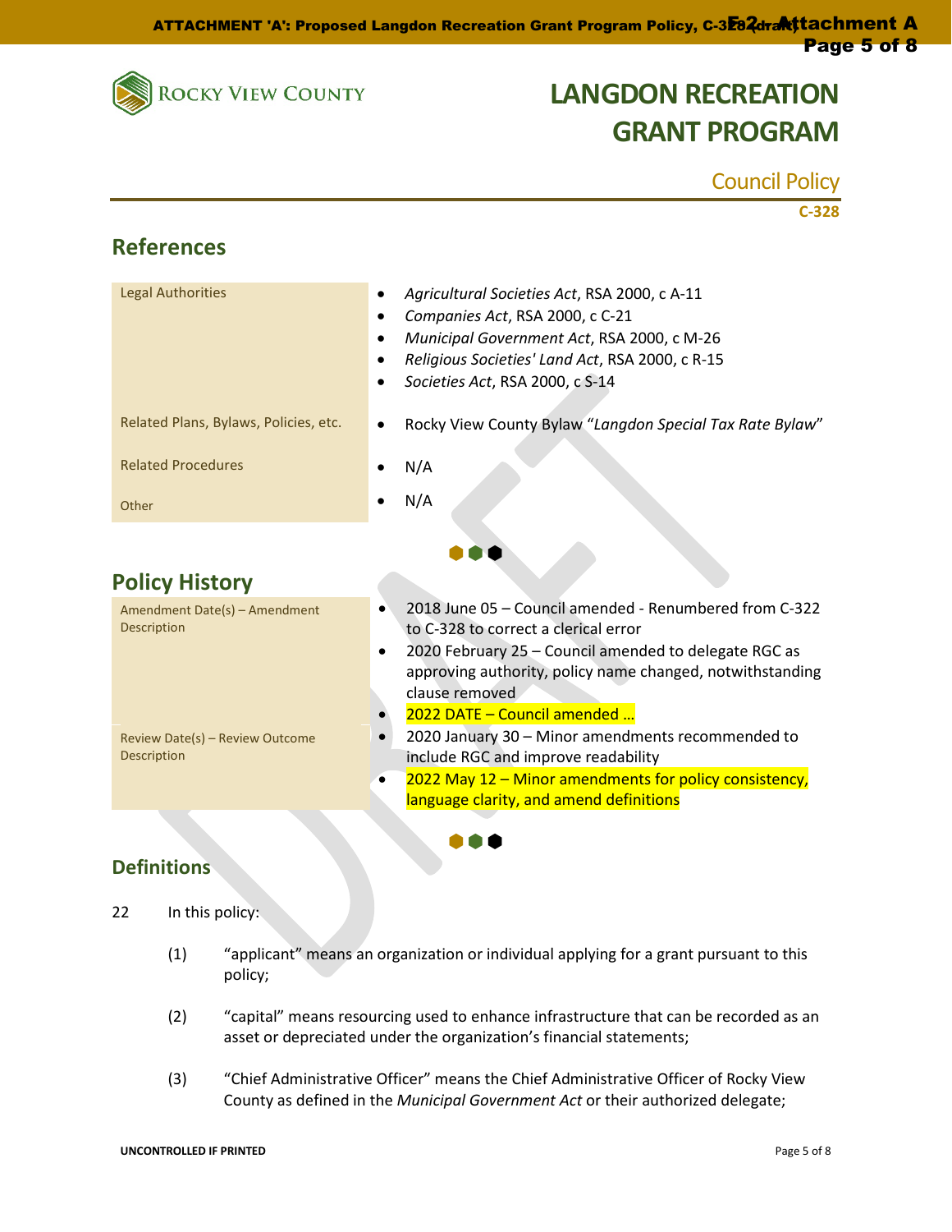# LANGDON RECREATION GRANT PROGRAM

Council Policy

**C-328**

## References

| | |
|---|---|
| Legal Authorities | • *Agricultural Societies Act*, RSA 2000, c A-11<br>• *Companies Act*, RSA 2000, c C-21<br>• *Municipal Government Act*, RSA 2000, c M-26<br>• *Religious Societies' Land Act*, RSA 2000, c R-15<br>• *Societies Act*, RSA 2000, c S-14 |
| Related Plans, Bylaws, Policies, etc. | • Rocky View County Bylaw "*Langdon Special Tax Rate Bylaw*" |
| Related Procedures | • N/A |
| Other | • N/A |

## Policy History

| | |
|---|---|
| Amendment Date(s) – Amendment Description | • 2018 June 05 – Council amended - Renumbered from C-322 to C-328 to correct a clerical error<br>• 2020 February 25 – Council amended to delegate RGC as approving authority, policy name changed, notwithstanding clause removed<br>• 2022 DATE – Council amended … |
| Review Date(s) – Review Outcome Description | • 2020 January 30 – Minor amendments recommended to include RGC and improve readability<br>• 2022 May 12 – Minor amendments for policy consistency, language clarity, and amend definitions |

## Definitions

22 In this policy:

(1) "applicant" means an organization or individual applying for a grant pursuant to this policy;

(2) "capital" means resourcing used to enhance infrastructure that can be recorded as an asset or depreciated under the organization's financial statements;

(3) "Chief Administrative Officer" means the Chief Administrative Officer of Rocky View County as defined in the *Municipal Government Act* or their authorized delegate;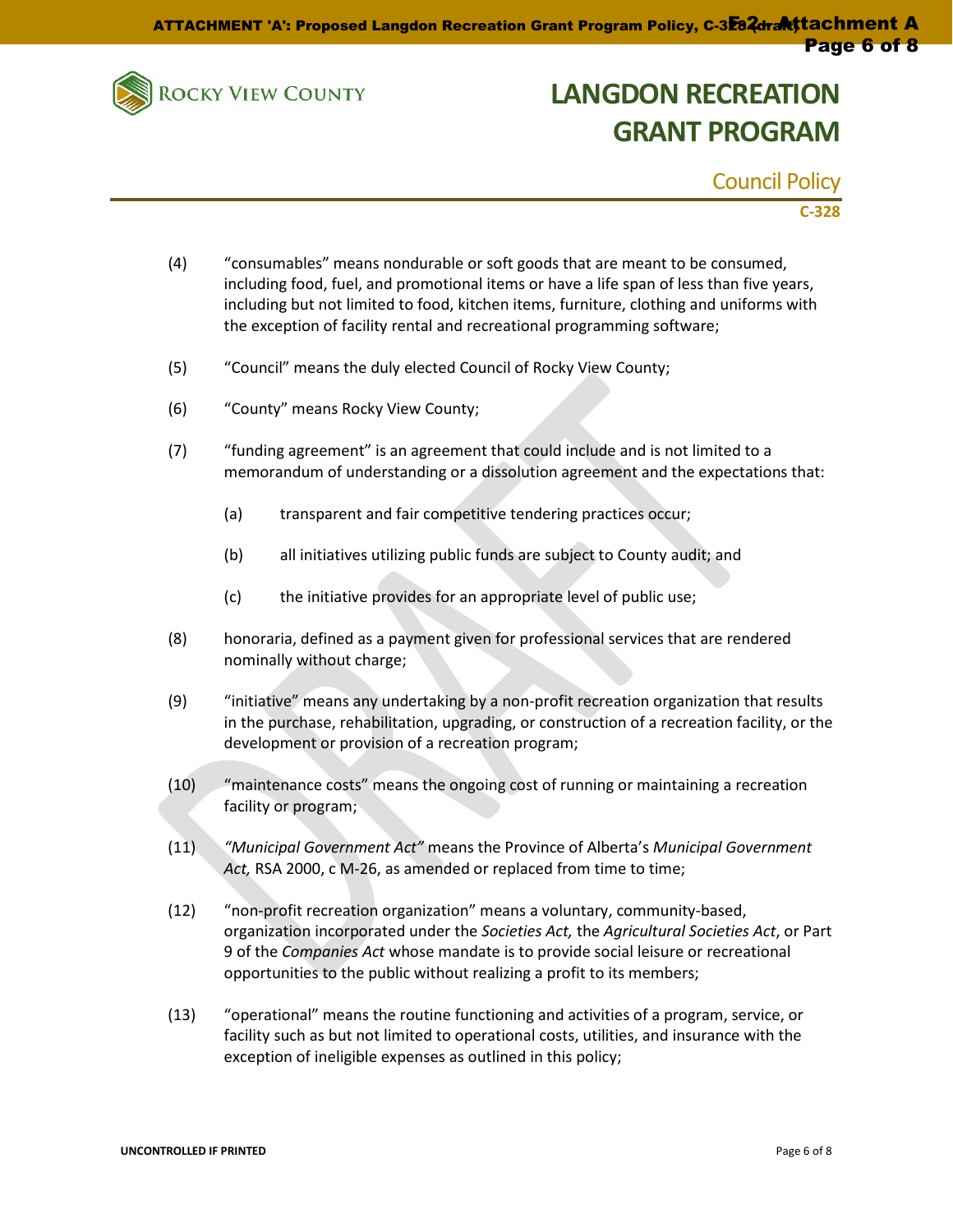# LANGDON RECREATION GRANT PROGRAM

Council Policy

C-328

(4) "consumables" means nondurable or soft goods that are meant to be consumed, including food, fuel, and promotional items or have a life span of less than five years, including but not limited to food, kitchen items, furniture, clothing and uniforms with the exception of facility rental and recreational programming software;

(5) "Council" means the duly elected Council of Rocky View County;

(6) "County" means Rocky View County;

(7) "funding agreement" is an agreement that could include and is not limited to a memorandum of understanding or a dissolution agreement and the expectations that:

   (a) transparent and fair competitive tendering practices occur;

   (b) all initiatives utilizing public funds are subject to County audit; and

   (c) the initiative provides for an appropriate level of public use;

(8) honoraria, defined as a payment given for professional services that are rendered nominally without charge;

(9) "initiative" means any undertaking by a non-profit recreation organization that results in the purchase, rehabilitation, upgrading, or construction of a recreation facility, or the development or provision of a recreation program;

(10) "maintenance costs" means the ongoing cost of running or maintaining a recreation facility or program;

(11) *"Municipal Government Act"* means the Province of Alberta's *Municipal Government Act,* RSA 2000, c M-26, as amended or replaced from time to time;

(12) "non-profit recreation organization" means a voluntary, community-based, organization incorporated under the *Societies Act,* the *Agricultural Societies Act*, or Part 9 of the *Companies Act* whose mandate is to provide social leisure or recreational opportunities to the public without realizing a profit to its members;

(13) "operational" means the routine functioning and activities of a program, service, or facility such as but not limited to operational costs, utilities, and insurance with the exception of ineligible expenses as outlined in this policy;

UNCONTROLLED IF PRINTED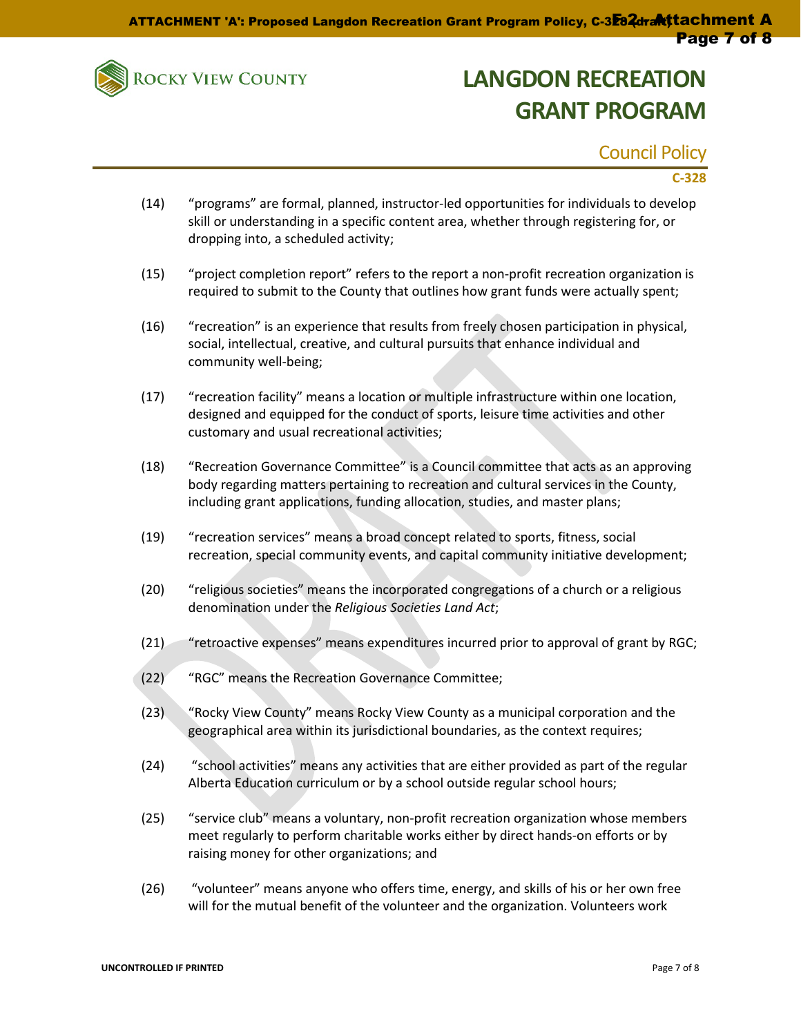(14) “programs” are formal, planned, instructor-led opportunities for individuals to develop skill or understanding in a specific content area, whether through registering for, or dropping into, a scheduled activity;

(15) “project completion report” refers to the report a non-profit recreation organization is required to submit to the County that outlines how grant funds were actually spent;

(16) “recreation” is an experience that results from freely chosen participation in physical, social, intellectual, creative, and cultural pursuits that enhance individual and community well-being;

(17) “recreation facility” means a location or multiple infrastructure within one location, designed and equipped for the conduct of sports, leisure time activities and other customary and usual recreational activities;

(18) “Recreation Governance Committee” is a Council committee that acts as an approving body regarding matters pertaining to recreation and cultural services in the County, including grant applications, funding allocation, studies, and master plans;

(19) “recreation services” means a broad concept related to sports, fitness, social recreation, special community events, and capital community initiative development;

(20) “religious societies” means the incorporated congregations of a church or a religious denomination under the *Religious Societies Land Act*;

(21) “retroactive expenses” means expenditures incurred prior to approval of grant by RGC;

(22) “RGC” means the Recreation Governance Committee;

(23) “Rocky View County” means Rocky View County as a municipal corporation and the geographical area within its jurisdictional boundaries, as the context requires;

(24) “school activities” means any activities that are either provided as part of the regular Alberta Education curriculum or by a school outside regular school hours;

(25) “service club” means a voluntary, non-profit recreation organization whose members meet regularly to perform charitable works either by direct hands-on efforts or by raising money for other organizations; and

(26) “volunteer” means anyone who offers time, energy, and skills of his or her own free will for the mutual benefit of the volunteer and the organization. Volunteers work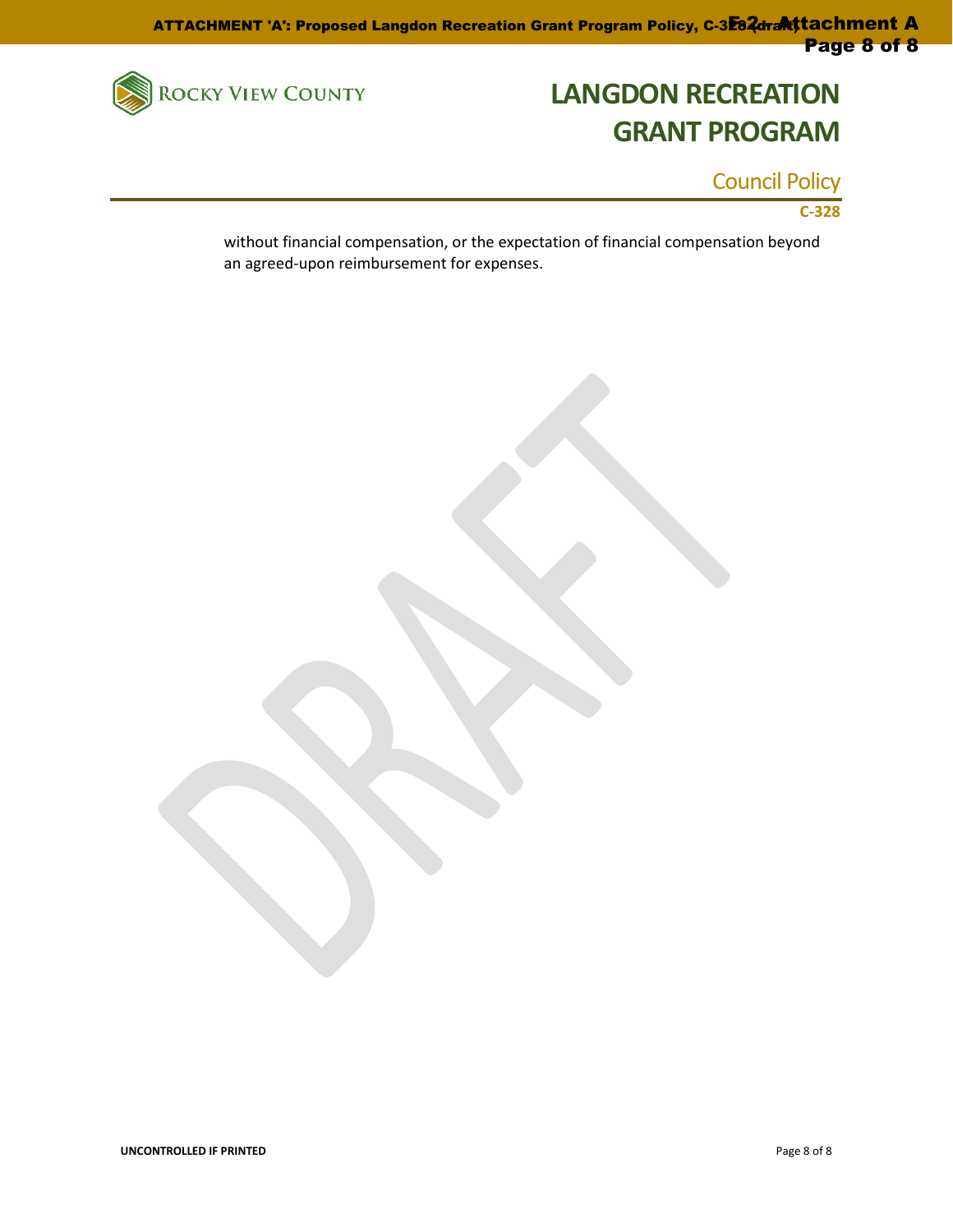without financial compensation, or the expectation of financial compensation beyond an agreed-upon reimbursement for expenses.